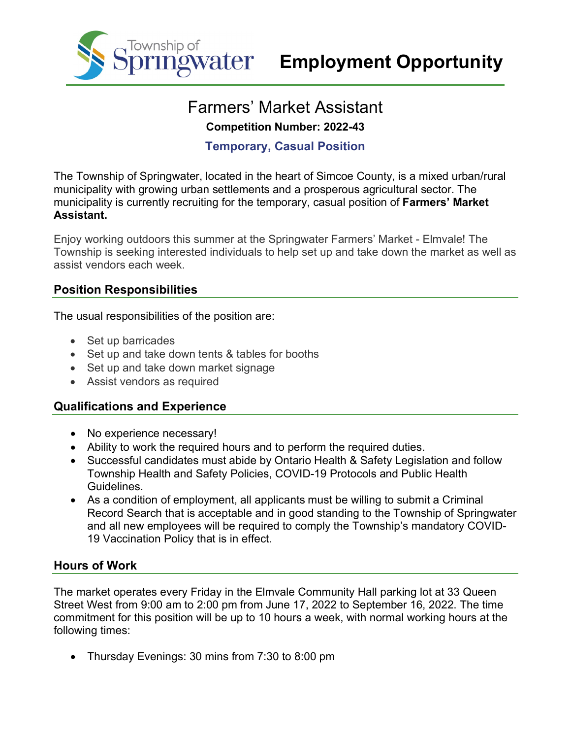Township of Springwater

# Employment Opportunity

## Farmers' Market Assistant

**Competition Number: 2022-43**

**Temporary, Casual Position**

The Township of Springwater, located in the heart of Simcoe County, is a mixed urban/rural municipality with growing urban settlements and a prosperous agricultural sector. The municipality is currently recruiting for the temporary, casual position of **Farmers' Market Assistant.**

Enjoy working outdoors this summer at the Springwater Farmers' Market - Elmvale! The Township is seeking interested individuals to help set up and take down the market as well as assist vendors each week.

### Position Responsibilities

The usual responsibilities of the position are:

- Set up barricades
- Set up and take down tents & tables for booths
- Set up and take down market signage
- Assist vendors as required

### Qualifications and Experience

- No experience necessary!
- Ability to work the required hours and to perform the required duties.
- Successful candidates must abide by Ontario Health & Safety Legislation and follow Township Health and Safety Policies, COVID-19 Protocols and Public Health Guidelines.
- As a condition of employment, all applicants must be willing to submit a Criminal Record Search that is acceptable and in good standing to the Township of Springwater and all new employees will be required to comply the Township's mandatory COVID-19 Vaccination Policy that is in effect.

### Hours of Work

The market operates every Friday in the Elmvale Community Hall parking lot at 33 Queen Street West from 9:00 am to 2:00 pm from June 17, 2022 to September 16, 2022. The time commitment for this position will be up to 10 hours a week, with normal working hours at the following times:

- Thursday Evenings: 30 mins from 7:30 to 8:00 pm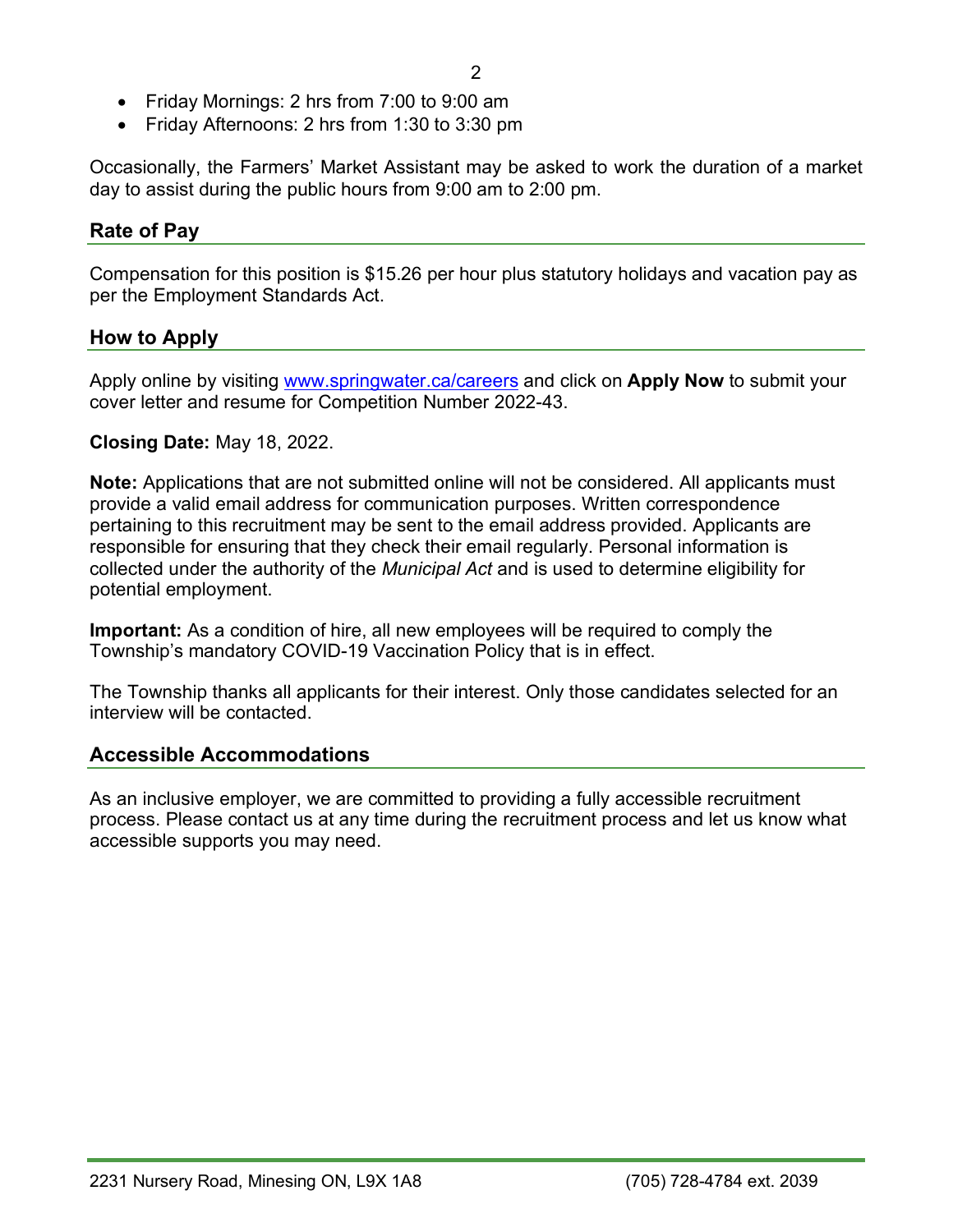- Friday Mornings: 2 hrs from 7:00 to 9:00 am
- Friday Afternoons: 2 hrs from 1:30 to 3:30 pm

Occasionally, the Farmers' Market Assistant may be asked to work the duration of a market day to assist during the public hours from 9:00 am to 2:00 pm.

## Rate of Pay

Compensation for this position is $15.26 per hour plus statutory holidays and vacation pay as per the Employment Standards Act.

## How to Apply

Apply online by visiting www.springwater.ca/careers and click on **Apply Now** to submit your cover letter and resume for Competition Number 2022-43.

**Closing Date:** May 18, 2022.

**Note:** Applications that are not submitted online will not be considered. All applicants must provide a valid email address for communication purposes. Written correspondence pertaining to this recruitment may be sent to the email address provided. Applicants are responsible for ensuring that they check their email regularly. Personal information is collected under the authority of the *Municipal Act* and is used to determine eligibility for potential employment.

**Important:** As a condition of hire, all new employees will be required to comply the Township's mandatory COVID-19 Vaccination Policy that is in effect.

The Township thanks all applicants for their interest. Only those candidates selected for an interview will be contacted.

## Accessible Accommodations

As an inclusive employer, we are committed to providing a fully accessible recruitment process. Please contact us at any time during the recruitment process and let us know what accessible supports you may need.

2231 Nursery Road, Minesing ON, L9X 1A8 (705) 728-4784 ext. 2039